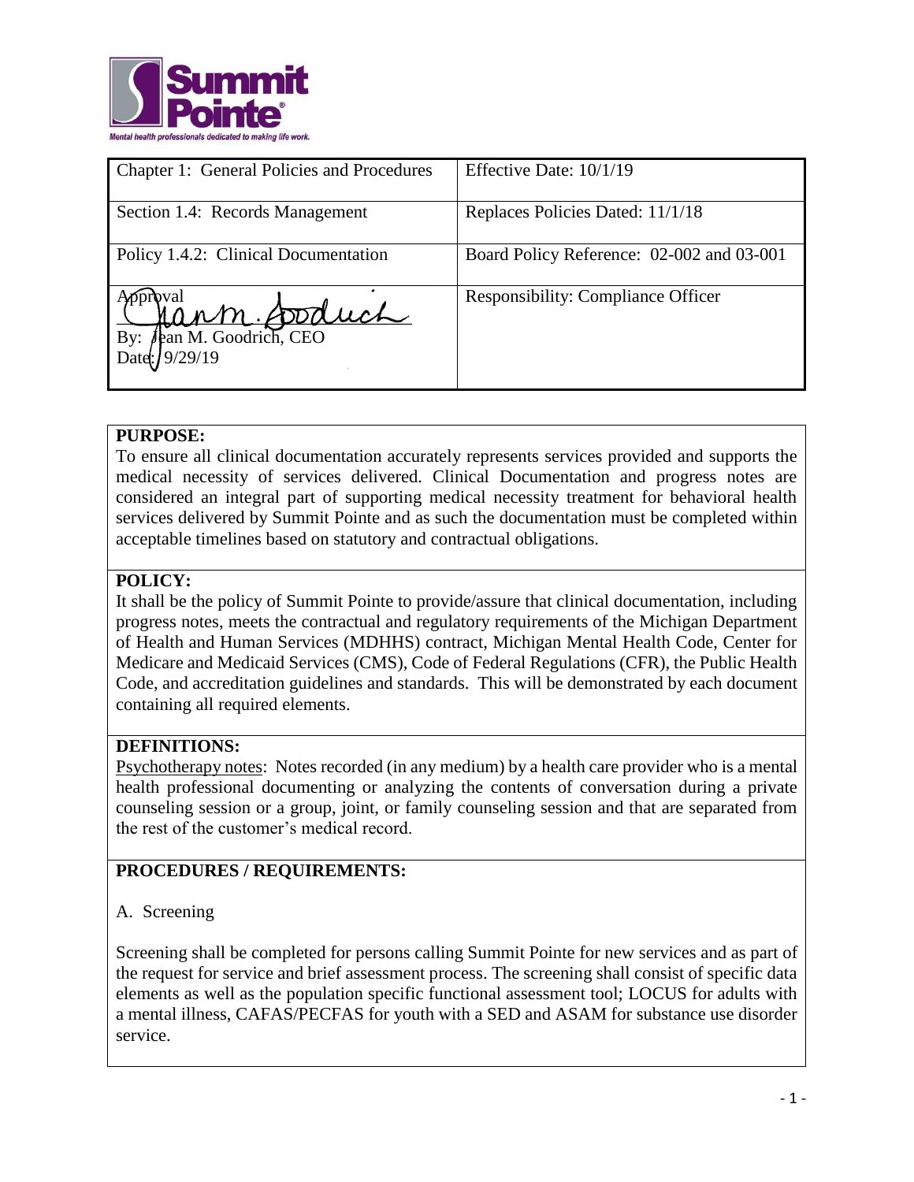Summit Pointe®

*Mental health professionals dedicated to making life work.*

| Chapter 1: General Policies and Procedures | Effective Date: 10/1/19 |
|---|---|
| Section 1.4: Records Management | Replaces Policies Dated: 11/1/18 |
| Policy 1.4.2: Clinical Documentation | Board Policy Reference: 02-002 and 03-001 |
| Approval<br>By: Jean M. Goodrich, CEO<br>Date: 9/29/19 | Responsibility: Compliance Officer |

**PURPOSE:**

To ensure all clinical documentation accurately represents services provided and supports the medical necessity of services delivered. Clinical Documentation and progress notes are considered an integral part of supporting medical necessity treatment for behavioral health services delivered by Summit Pointe and as such the documentation must be completed within acceptable timelines based on statutory and contractual obligations.

**POLICY:**

It shall be the policy of Summit Pointe to provide/assure that clinical documentation, including progress notes, meets the contractual and regulatory requirements of the Michigan Department of Health and Human Services (MDHHS) contract, Michigan Mental Health Code, Center for Medicare and Medicaid Services (CMS), Code of Federal Regulations (CFR), the Public Health Code, and accreditation guidelines and standards. This will be demonstrated by each document containing all required elements.

**DEFINITIONS:**

Psychotherapy notes: Notes recorded (in any medium) by a health care provider who is a mental health professional documenting or analyzing the contents of conversation during a private counseling session or a group, joint, or family counseling session and that are separated from the rest of the customer's medical record.

**PROCEDURES / REQUIREMENTS:**

A. Screening

Screening shall be completed for persons calling Summit Pointe for new services and as part of the request for service and brief assessment process. The screening shall consist of specific data elements as well as the population specific functional assessment tool; LOCUS for adults with a mental illness, CAFAS/PECFAS for youth with a SED and ASAM for substance use disorder service.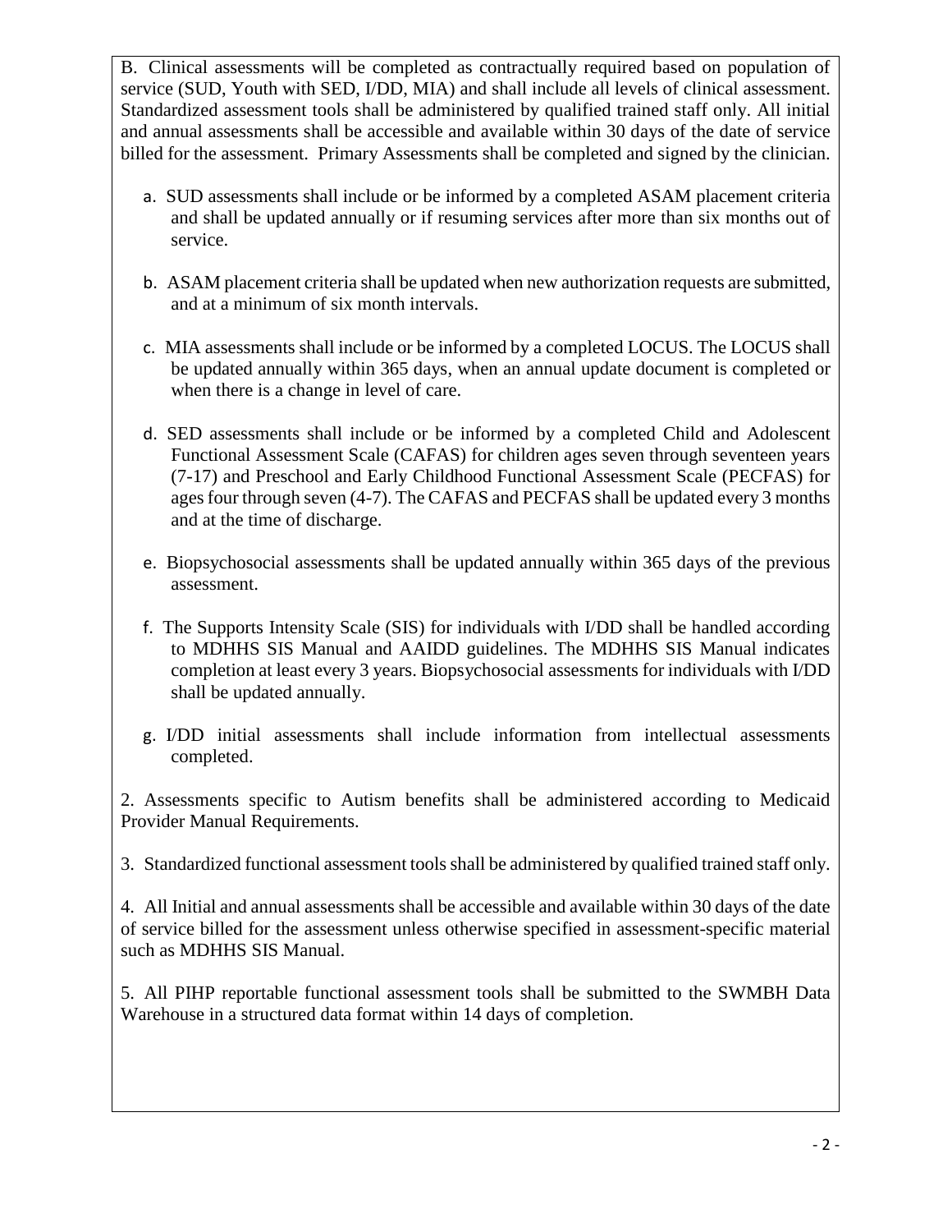B. Clinical assessments will be completed as contractually required based on population of service (SUD, Youth with SED, I/DD, MIA) and shall include all levels of clinical assessment. Standardized assessment tools shall be administered by qualified trained staff only. All initial and annual assessments shall be accessible and available within 30 days of the date of service billed for the assessment. Primary Assessments shall be completed and signed by the clinician.

a. SUD assessments shall include or be informed by a completed ASAM placement criteria and shall be updated annually or if resuming services after more than six months out of service.

b. ASAM placement criteria shall be updated when new authorization requests are submitted, and at a minimum of six month intervals.

c. MIA assessments shall include or be informed by a completed LOCUS. The LOCUS shall be updated annually within 365 days, when an annual update document is completed or when there is a change in level of care.

d. SED assessments shall include or be informed by a completed Child and Adolescent Functional Assessment Scale (CAFAS) for children ages seven through seventeen years (7-17) and Preschool and Early Childhood Functional Assessment Scale (PECFAS) for ages four through seven (4-7). The CAFAS and PECFAS shall be updated every 3 months and at the time of discharge.

e. Biopsychosocial assessments shall be updated annually within 365 days of the previous assessment.

f. The Supports Intensity Scale (SIS) for individuals with I/DD shall be handled according to MDHHS SIS Manual and AAIDD guidelines. The MDHHS SIS Manual indicates completion at least every 3 years. Biopsychosocial assessments for individuals with I/DD shall be updated annually.

g. I/DD initial assessments shall include information from intellectual assessments completed.

2. Assessments specific to Autism benefits shall be administered according to Medicaid Provider Manual Requirements.

3. Standardized functional assessment tools shall be administered by qualified trained staff only.

4. All Initial and annual assessments shall be accessible and available within 30 days of the date of service billed for the assessment unless otherwise specified in assessment-specific material such as MDHHS SIS Manual.

5. All PIHP reportable functional assessment tools shall be submitted to the SWMBH Data Warehouse in a structured data format within 14 days of completion.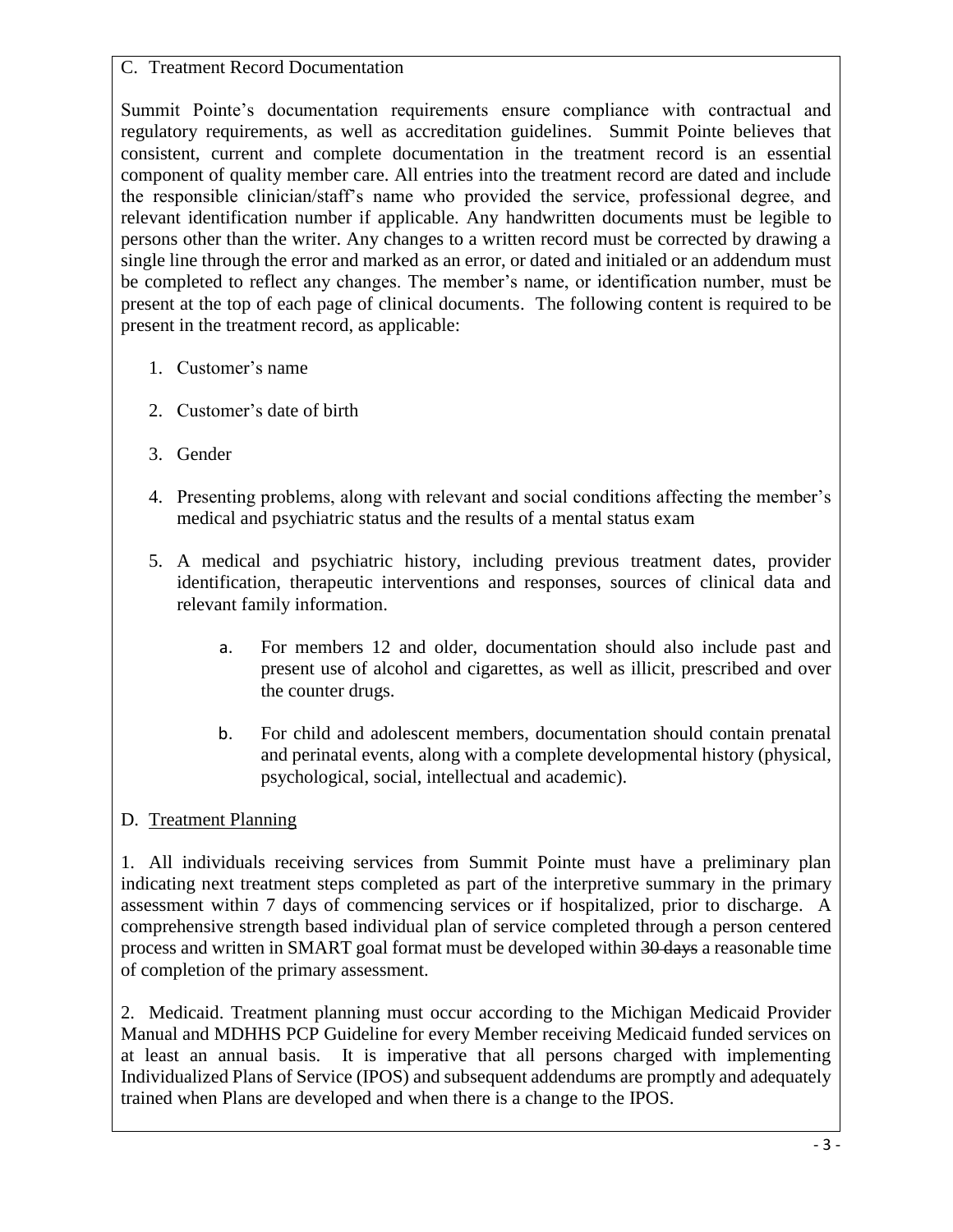C. Treatment Record Documentation

Summit Pointe's documentation requirements ensure compliance with contractual and regulatory requirements, as well as accreditation guidelines. Summit Pointe believes that consistent, current and complete documentation in the treatment record is an essential component of quality member care. All entries into the treatment record are dated and include the responsible clinician/staff's name who provided the service, professional degree, and relevant identification number if applicable. Any handwritten documents must be legible to persons other than the writer. Any changes to a written record must be corrected by drawing a single line through the error and marked as an error, or dated and initialed or an addendum must be completed to reflect any changes. The member's name, or identification number, must be present at the top of each page of clinical documents. The following content is required to be present in the treatment record, as applicable:

1. Customer's name
2. Customer's date of birth
3. Gender
4. Presenting problems, along with relevant and social conditions affecting the member's medical and psychiatric status and the results of a mental status exam
5. A medical and psychiatric history, including previous treatment dates, provider identification, therapeutic interventions and responses, sources of clinical data and relevant family information.
    a. For members 12 and older, documentation should also include past and present use of alcohol and cigarettes, as well as illicit, prescribed and over the counter drugs.
    b. For child and adolescent members, documentation should contain prenatal and perinatal events, along with a complete developmental history (physical, psychological, social, intellectual and academic).

D. <u>Treatment Planning</u>

1. All individuals receiving services from Summit Pointe must have a preliminary plan indicating next treatment steps completed as part of the interpretive summary in the primary assessment within 7 days of commencing services or if hospitalized, prior to discharge. A comprehensive strength based individual plan of service completed through a person centered process and written in SMART goal format must be developed within ~~30 days~~ a reasonable time of completion of the primary assessment.

2. Medicaid. Treatment planning must occur according to the Michigan Medicaid Provider Manual and MDHHS PCP Guideline for every Member receiving Medicaid funded services on at least an annual basis. It is imperative that all persons charged with implementing Individualized Plans of Service (IPOS) and subsequent addendums are promptly and adequately trained when Plans are developed and when there is a change to the IPOS.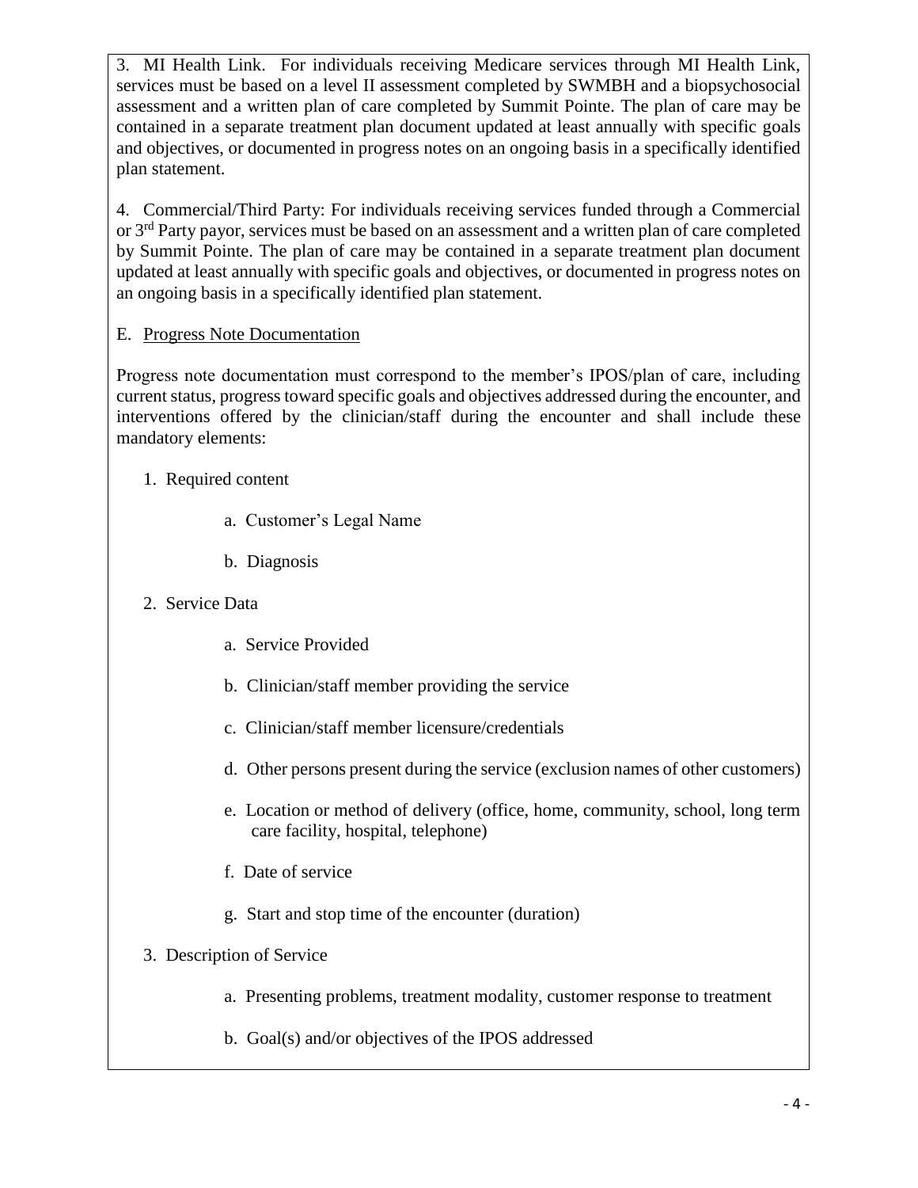3. MI Health Link. For individuals receiving Medicare services through MI Health Link, services must be based on a level II assessment completed by SWMBH and a biopsychosocial assessment and a written plan of care completed by Summit Pointe. The plan of care may be contained in a separate treatment plan document updated at least annually with specific goals and objectives, or documented in progress notes on an ongoing basis in a specifically identified plan statement.

4. Commercial/Third Party: For individuals receiving services funded through a Commercial or 3rd Party payor, services must be based on an assessment and a written plan of care completed by Summit Pointe. The plan of care may be contained in a separate treatment plan document updated at least annually with specific goals and objectives, or documented in progress notes on an ongoing basis in a specifically identified plan statement.

E. <u>Progress Note Documentation</u>

Progress note documentation must correspond to the member's IPOS/plan of care, including current status, progress toward specific goals and objectives addressed during the encounter, and interventions offered by the clinician/staff during the encounter and shall include these mandatory elements:

1. Required content
    - a. Customer's Legal Name
    - b. Diagnosis
2. Service Data
    - a. Service Provided
    - b. Clinician/staff member providing the service
    - c. Clinician/staff member licensure/credentials
    - d. Other persons present during the service (exclusion names of other customers)
    - e. Location or method of delivery (office, home, community, school, long term care facility, hospital, telephone)
    - f. Date of service
    - g. Start and stop time of the encounter (duration)
3. Description of Service
    - a. Presenting problems, treatment modality, customer response to treatment
    - b. Goal(s) and/or objectives of the IPOS addressed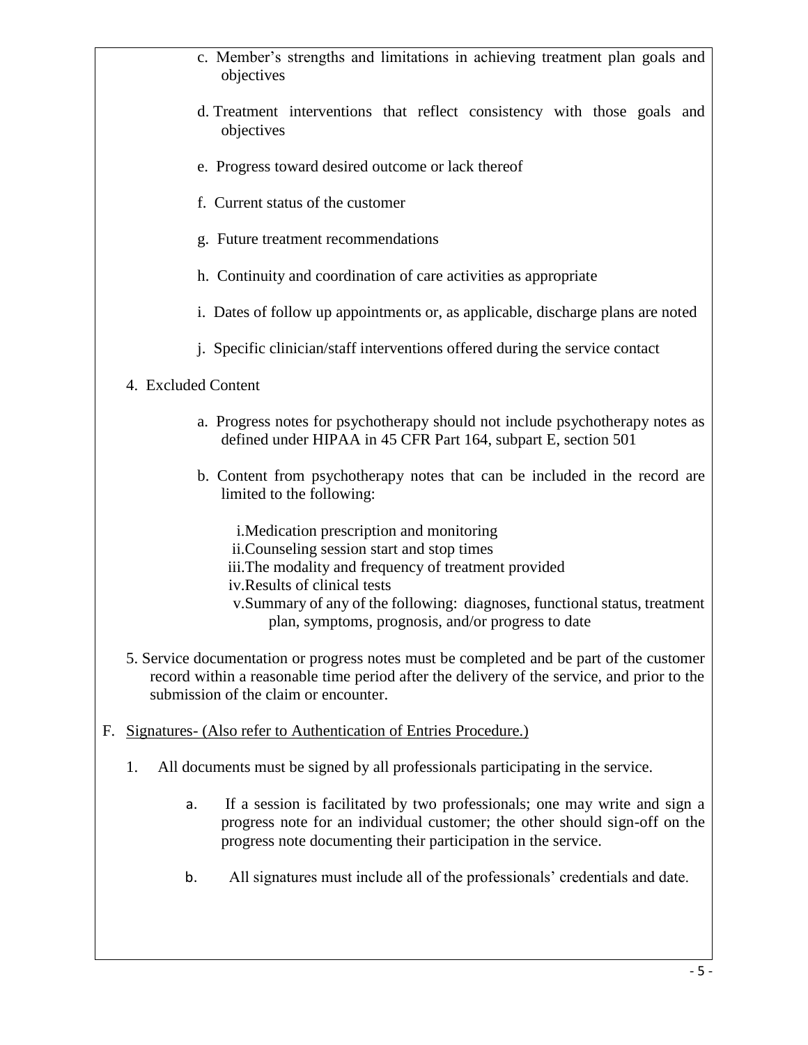c. Member's strengths and limitations in achieving treatment plan goals and objectives

d. Treatment interventions that reflect consistency with those goals and objectives

e. Progress toward desired outcome or lack thereof

f. Current status of the customer

g. Future treatment recommendations

h. Continuity and coordination of care activities as appropriate

i. Dates of follow up appointments or, as applicable, discharge plans are noted

j. Specific clinician/staff interventions offered during the service contact

4. Excluded Content

a. Progress notes for psychotherapy should not include psychotherapy notes as defined under HIPAA in 45 CFR Part 164, subpart E, section 501

b. Content from psychotherapy notes that can be included in the record are limited to the following:

i. Medication prescription and monitoring
ii. Counseling session start and stop times
iii. The modality and frequency of treatment provided
iv. Results of clinical tests
v. Summary of any of the following: diagnoses, functional status, treatment plan, symptoms, prognosis, and/or progress to date

5. Service documentation or progress notes must be completed and be part of the customer record within a reasonable time period after the delivery of the service, and prior to the submission of the claim or encounter.

F. Signatures- (Also refer to Authentication of Entries Procedure.)

1. All documents must be signed by all professionals participating in the service.

a. If a session is facilitated by two professionals; one may write and sign a progress note for an individual customer; the other should sign-off on the progress note documenting their participation in the service.

b. All signatures must include all of the professionals' credentials and date.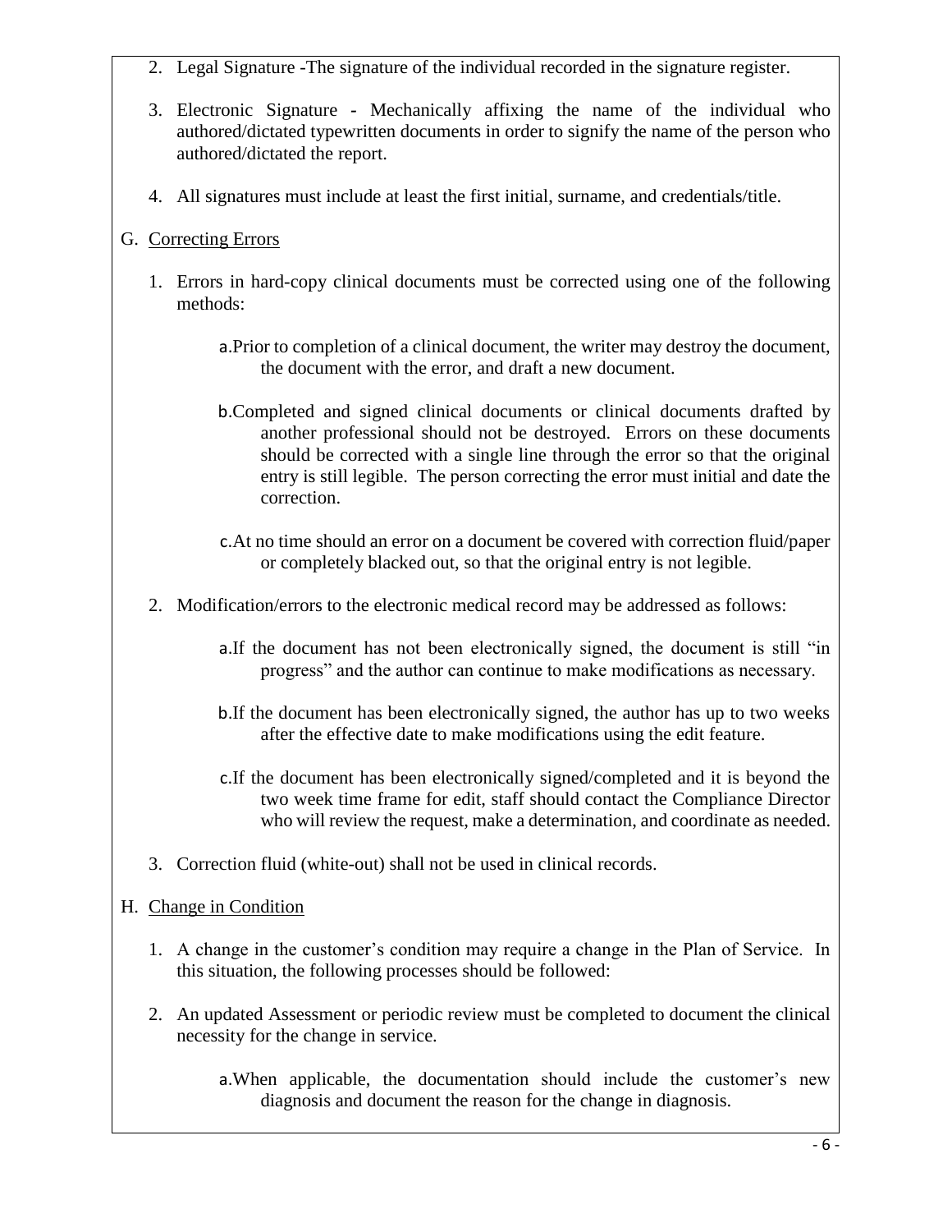2. Legal Signature -The signature of the individual recorded in the signature register.

3. Electronic Signature - Mechanically affixing the name of the individual who authored/dictated typewritten documents in order to signify the name of the person who authored/dictated the report.

4. All signatures must include at least the first initial, surname, and credentials/title.

G. <u>Correcting Errors</u>

1. Errors in hard-copy clinical documents must be corrected using one of the following methods:

    a. Prior to completion of a clinical document, the writer may destroy the document, the document with the error, and draft a new document.

    b. Completed and signed clinical documents or clinical documents drafted by another professional should not be destroyed. Errors on these documents should be corrected with a single line through the error so that the original entry is still legible. The person correcting the error must initial and date the correction.

    c. At no time should an error on a document be covered with correction fluid/paper or completely blacked out, so that the original entry is not legible.

2. Modification/errors to the electronic medical record may be addressed as follows:

    a. If the document has not been electronically signed, the document is still "in progress" and the author can continue to make modifications as necessary.

    b. If the document has been electronically signed, the author has up to two weeks after the effective date to make modifications using the edit feature.

    c. If the document has been electronically signed/completed and it is beyond the two week time frame for edit, staff should contact the Compliance Director who will review the request, make a determination, and coordinate as needed.

3. Correction fluid (white-out) shall not be used in clinical records.

H. <u>Change in Condition</u>

1. A change in the customer's condition may require a change in the Plan of Service. In this situation, the following processes should be followed:

2. An updated Assessment or periodic review must be completed to document the clinical necessity for the change in service.

    a. When applicable, the documentation should include the customer's new diagnosis and document the reason for the change in diagnosis.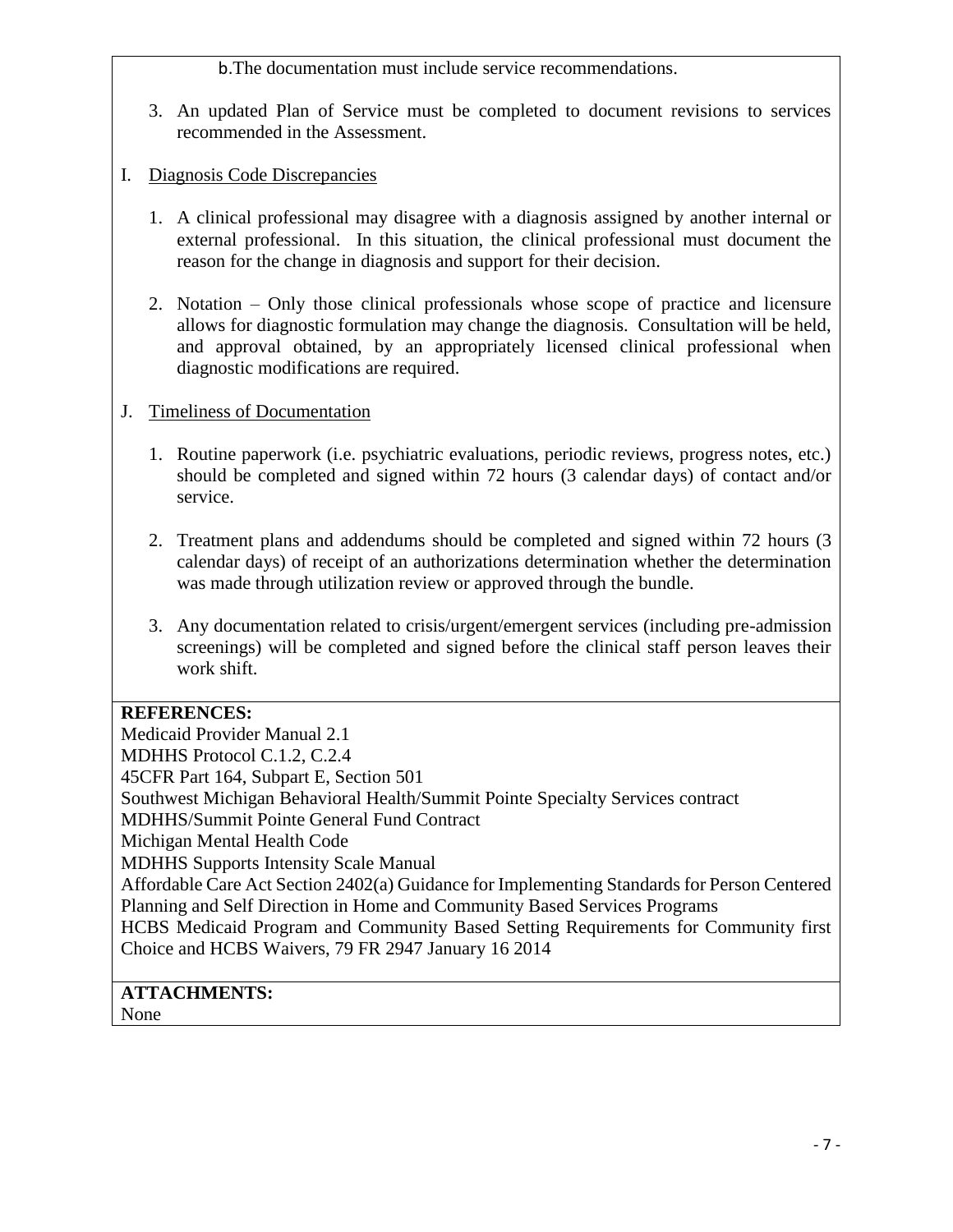b. The documentation must include service recommendations.

3. An updated Plan of Service must be completed to document revisions to services recommended in the Assessment.

I. Diagnosis Code Discrepancies

1. A clinical professional may disagree with a diagnosis assigned by another internal or external professional. In this situation, the clinical professional must document the reason for the change in diagnosis and support for their decision.

2. Notation – Only those clinical professionals whose scope of practice and licensure allows for diagnostic formulation may change the diagnosis. Consultation will be held, and approval obtained, by an appropriately licensed clinical professional when diagnostic modifications are required.

J. Timeliness of Documentation

1. Routine paperwork (i.e. psychiatric evaluations, periodic reviews, progress notes, etc.) should be completed and signed within 72 hours (3 calendar days) of contact and/or service.

2. Treatment plans and addendums should be completed and signed within 72 hours (3 calendar days) of receipt of an authorizations determination whether the determination was made through utilization review or approved through the bundle.

3. Any documentation related to crisis/urgent/emergent services (including pre-admission screenings) will be completed and signed before the clinical staff person leaves their work shift.

**REFERENCES:**

Medicaid Provider Manual 2.1
MDHHS Protocol C.1.2, C.2.4
45CFR Part 164, Subpart E, Section 501
Southwest Michigan Behavioral Health/Summit Pointe Specialty Services contract
MDHHS/Summit Pointe General Fund Contract
Michigan Mental Health Code
MDHHS Supports Intensity Scale Manual
Affordable Care Act Section 2402(a) Guidance for Implementing Standards for Person Centered Planning and Self Direction in Home and Community Based Services Programs
HCBS Medicaid Program and Community Based Setting Requirements for Community first Choice and HCBS Waivers, 79 FR 2947 January 16 2014

**ATTACHMENTS:**

None